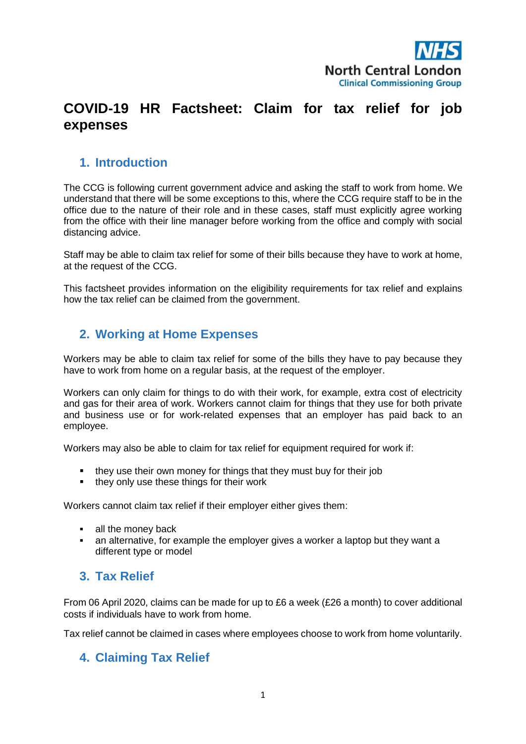NHS
North Central London
Clinical Commissioning Group

# COVID-19 HR Factsheet: Claim for tax relief for job expenses

## 1. Introduction

The CCG is following current government advice and asking the staff to work from home. We understand that there will be some exceptions to this, where the CCG require staff to be in the office due to the nature of their role and in these cases, staff must explicitly agree working from the office with their line manager before working from the office and comply with social distancing advice.

Staff may be able to claim tax relief for some of their bills because they have to work at home, at the request of the CCG.

This factsheet provides information on the eligibility requirements for tax relief and explains how the tax relief can be claimed from the government.

## 2. Working at Home Expenses

Workers may be able to claim tax relief for some of the bills they have to pay because they have to work from home on a regular basis, at the request of the employer.

Workers can only claim for things to do with their work, for example, extra cost of electricity and gas for their area of work. Workers cannot claim for things that they use for both private and business use or for work-related expenses that an employer has paid back to an employee.

Workers may also be able to claim for tax relief for equipment required for work if:

- they use their own money for things that they must buy for their job
- they only use these things for their work

Workers cannot claim tax relief if their employer either gives them:

- all the money back
- an alternative, for example the employer gives a worker a laptop but they want a different type or model

## 3. Tax Relief

From 06 April 2020, claims can be made for up to £6 a week (£26 a month) to cover additional costs if individuals have to work from home.

Tax relief cannot be claimed in cases where employees choose to work from home voluntarily.

## 4. Claiming Tax Relief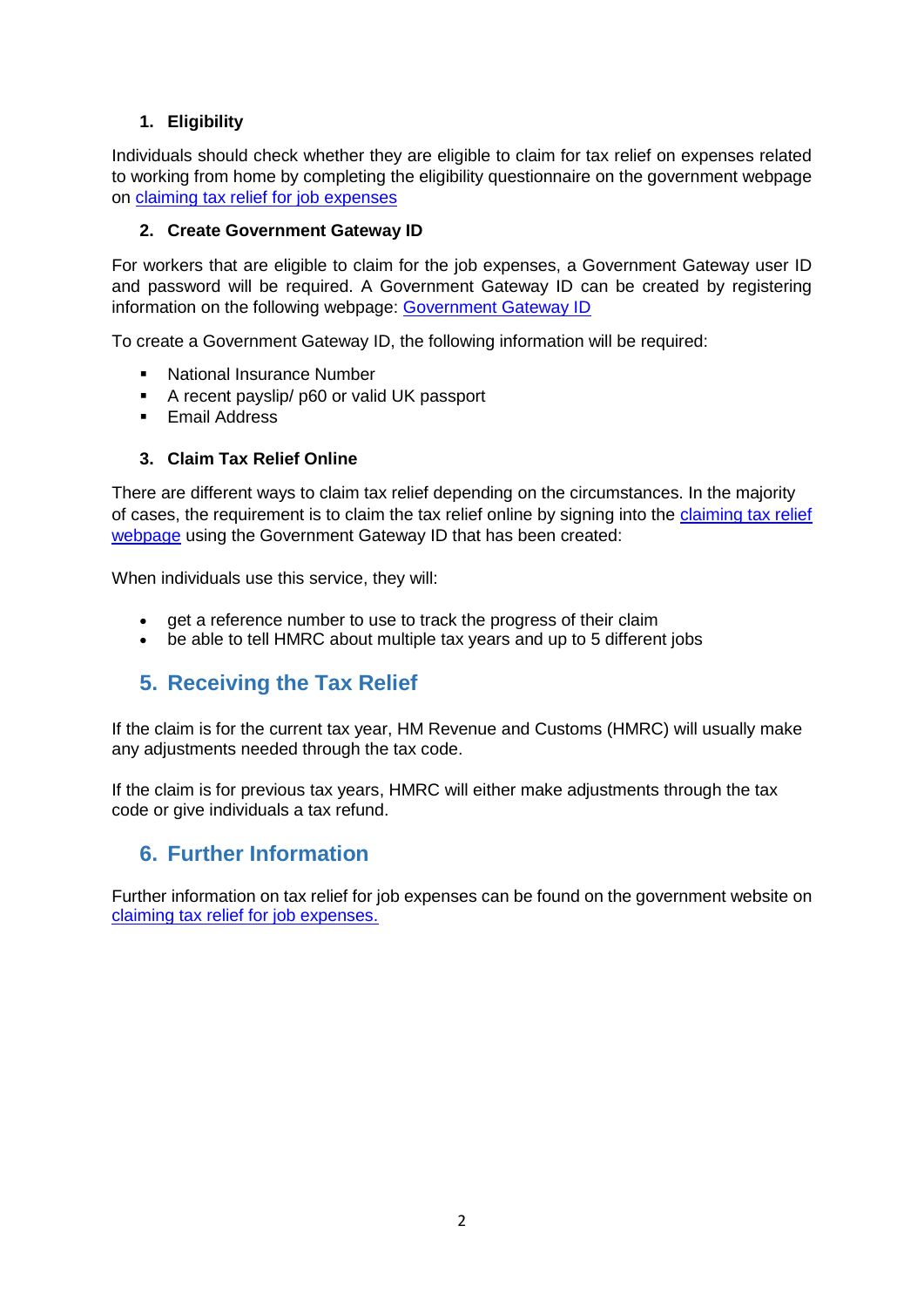1. **Eligibility**

Individuals should check whether they are eligible to claim for tax relief on expenses related to working from home by completing the eligibility questionnaire on the government webpage on claiming tax relief for job expenses

2. **Create Government Gateway ID**

For workers that are eligible to claim for the job expenses, a Government Gateway user ID and password will be required. A Government Gateway ID can be created by registering information on the following webpage: Government Gateway ID

To create a Government Gateway ID, the following information will be required:

- National Insurance Number
- A recent payslip/ p60 or valid UK passport
- Email Address

3. **Claim Tax Relief Online**

There are different ways to claim tax relief depending on the circumstances. In the majority of cases, the requirement is to claim the tax relief online by signing into the claiming tax relief webpage using the Government Gateway ID that has been created:

When individuals use this service, they will:

- get a reference number to use to track the progress of their claim
- be able to tell HMRC about multiple tax years and up to 5 different jobs

## 5. Receiving the Tax Relief

If the claim is for the current tax year, HM Revenue and Customs (HMRC) will usually make any adjustments needed through the tax code.

If the claim is for previous tax years, HMRC will either make adjustments through the tax code or give individuals a tax refund.

## 6. Further Information

Further information on tax relief for job expenses can be found on the government website on claiming tax relief for job expenses.